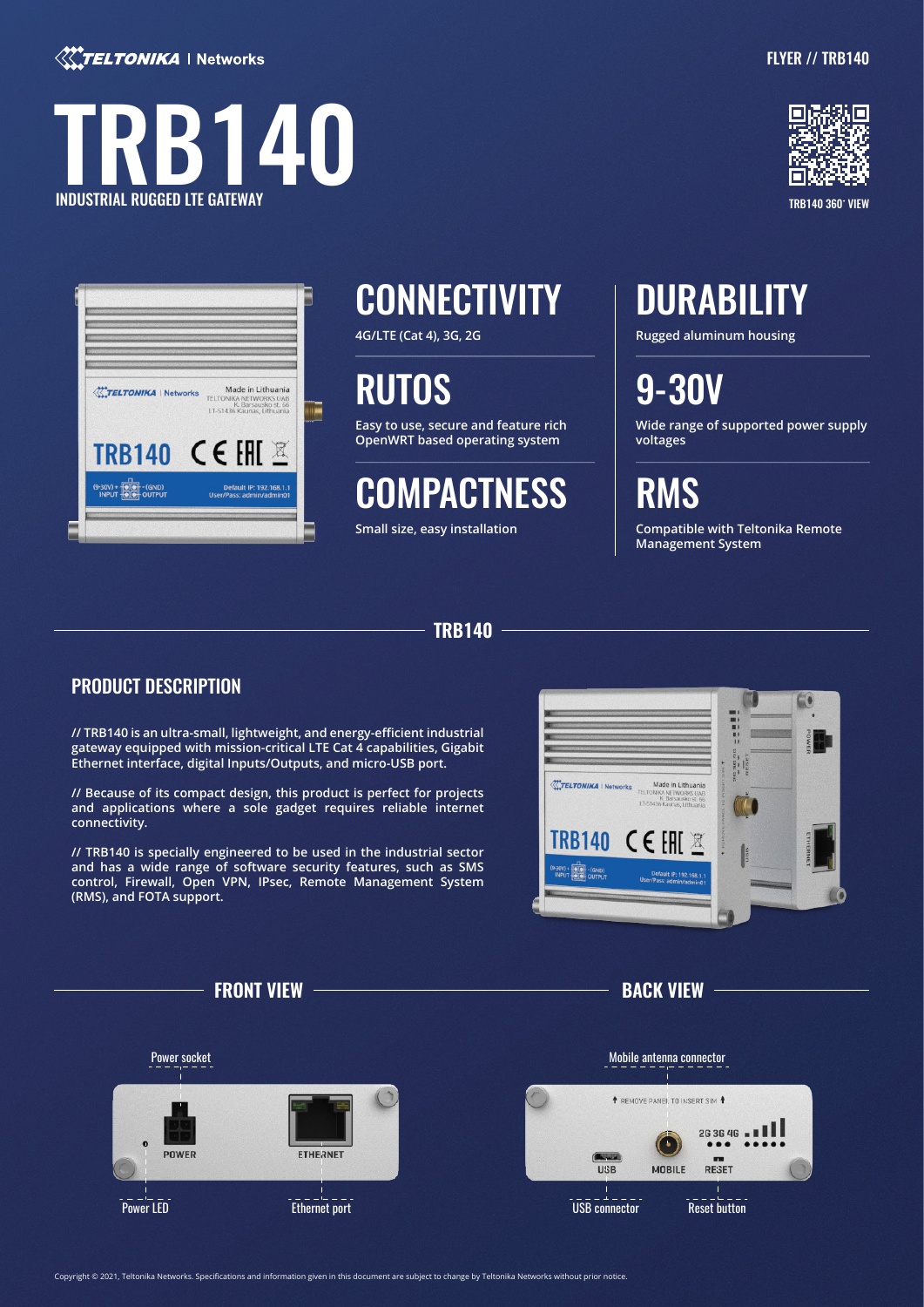TELTONIKA | Networks

FLYER // TRB140

# TRB140

INDUSTRIAL RUGGED LTE GATEWAY

TRB140 360° VIEW

## CONNECTIVITY

4G/LTE (Cat 4), 3G, 2G

## DURABILITY

Rugged aluminum housing

## RUTOS

Easy to use, secure and feature rich OpenWRT based operating system

## 9-30V

Wide range of supported power supply voltages

## COMPACTNESS

Small size, easy installation

## RMS

Compatible with Teltonika Remote Management System

## TRB140

### PRODUCT DESCRIPTION

// TRB140 is an ultra-small, lightweight, and energy-efficient industrial gateway equipped with mission-critical LTE Cat 4 capabilities, Gigabit Ethernet interface, digital Inputs/Outputs, and micro-USB port.

// Because of its compact design, this product is perfect for projects and applications where a sole gadget requires reliable internet connectivity.

// TRB140 is specially engineered to be used in the industrial sector and has a wide range of software security features, such as SMS control, Firewall, Open VPN, IPsec, Remote Management System (RMS), and FOTA support.

### FRONT VIEW

Power socket

Power LED

Ethernet port

### BACK VIEW

Mobile antenna connector

USB connector

Reset button

Copyright © 2021, Teltonika Networks. Specifications and information given in this document are subject to change by Teltonika Networks without prior notice.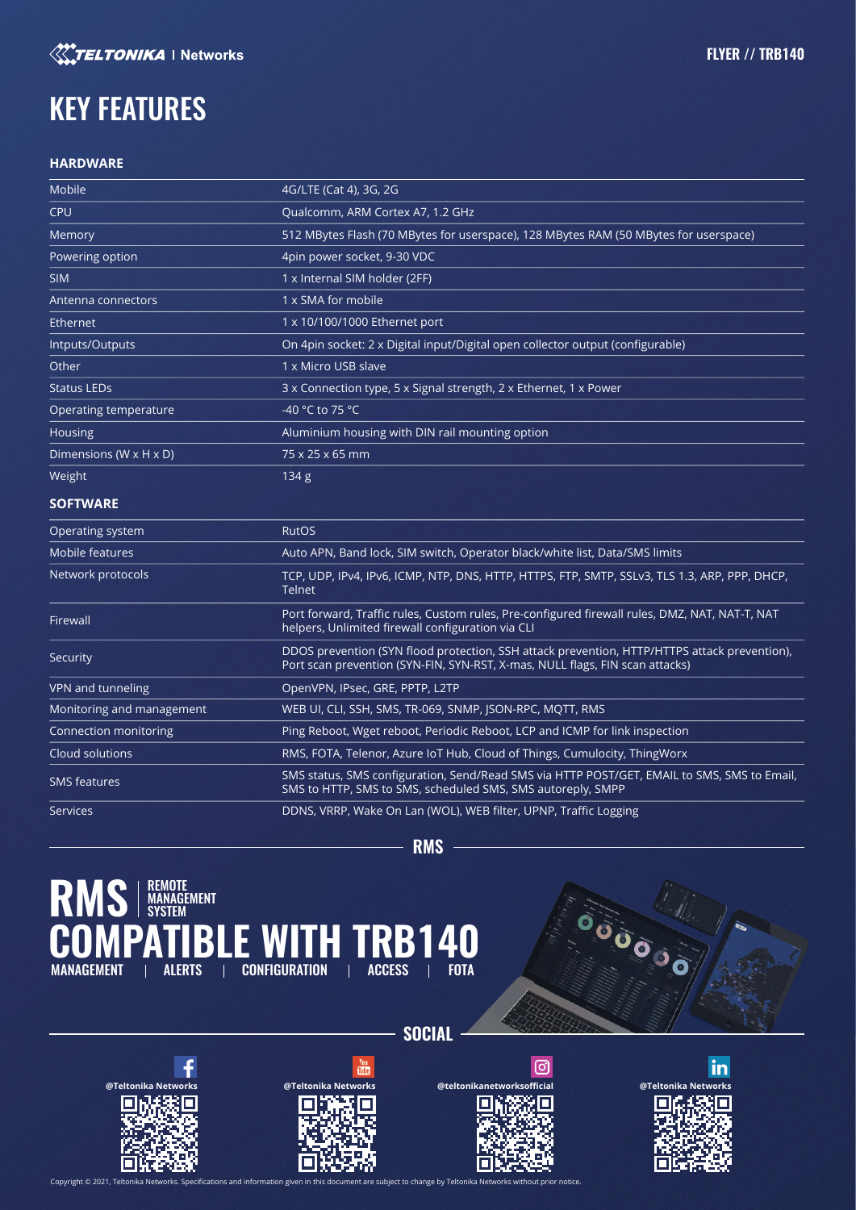# KEY FEATURES

### HARDWARE

| | |
|---|---|
| Mobile | 4G/LTE (Cat 4), 3G, 2G |
| CPU | Qualcomm, ARM Cortex A7, 1.2 GHz |
| Memory | 512 MBytes Flash (70 MBytes for userspace), 128 MBytes RAM (50 MBytes for userspace) |
| Powering option | 4pin power socket, 9-30 VDC |
| SIM | 1 x Internal SIM holder (2FF) |
| Antenna connectors | 1 x SMA for mobile |
| Ethernet | 1 x 10/100/1000 Ethernet port |
| Intputs/Outputs | On 4pin socket: 2 x Digital input/Digital open collector output (configurable) |
| Other | 1 x Micro USB slave |
| Status LEDs | 3 x Connection type, 5 x Signal strength, 2 x Ethernet, 1 x Power |
| Operating temperature | -40 °C to 75 °C |
| Housing | Aluminium housing with DIN rail mounting option |
| Dimensions (W x H x D) | 75 x 25 x 65 mm |
| Weight | 134 g |

### SOFTWARE

| | |
|---|---|
| Operating system | RutOS |
| Mobile features | Auto APN, Band lock, SIM switch, Operator black/white list, Data/SMS limits |
| Network protocols | TCP, UDP, IPv4, IPv6, ICMP, NTP, DNS, HTTP, HTTPS, FTP, SMTP, SSLv3, TLS 1.3, ARP, PPP, DHCP, Telnet |
| Firewall | Port forward, Traffic rules, Custom rules, Pre-configured firewall rules, DMZ, NAT, NAT-T, NAT helpers, Unlimited firewall configuration via CLI |
| Security | DDOS prevention (SYN flood protection, SSH attack prevention, HTTP/HTTPS attack prevention), Port scan prevention (SYN-FIN, SYN-RST, X-mas, NULL flags, FIN scan attacks) |
| VPN and tunneling | OpenVPN, IPsec, GRE, PPTP, L2TP |
| Monitoring and management | WEB UI, CLI, SSH, SMS, TR-069, SNMP, JSON-RPC, MQTT, RMS |
| Connection monitoring | Ping Reboot, Wget reboot, Periodic Reboot, LCP and ICMP for link inspection |
| Cloud solutions | RMS, FOTA, Telenor, Azure IoT Hub, Cloud of Things, Cumulocity, ThingWorx |
| SMS features | SMS status, SMS configuration, Send/Read SMS via HTTP POST/GET, EMAIL to SMS, SMS to Email, SMS to HTTP, SMS to SMS, scheduled SMS, SMS autoreply, SMPP |
| Services | DDNS, VRRP, Wake On Lan (WOL), WEB filter, UPNP, Traffic Logging |

## RMS

**RMS** REMOTE MANAGEMENT SYSTEM

**COMPATIBLE WITH TRB140**

MANAGEMENT | ALERTS | CONFIGURATION | ACCESS | FOTA

## SOCIAL

@Teltonika Networks

@Teltonika Networks

@teltonikanetworksofficial

@Teltonika Networks

Copyright © 2021, Teltonika Networks. Specifications and information given in this document are subject to change by Teltonika Networks without prior notice.